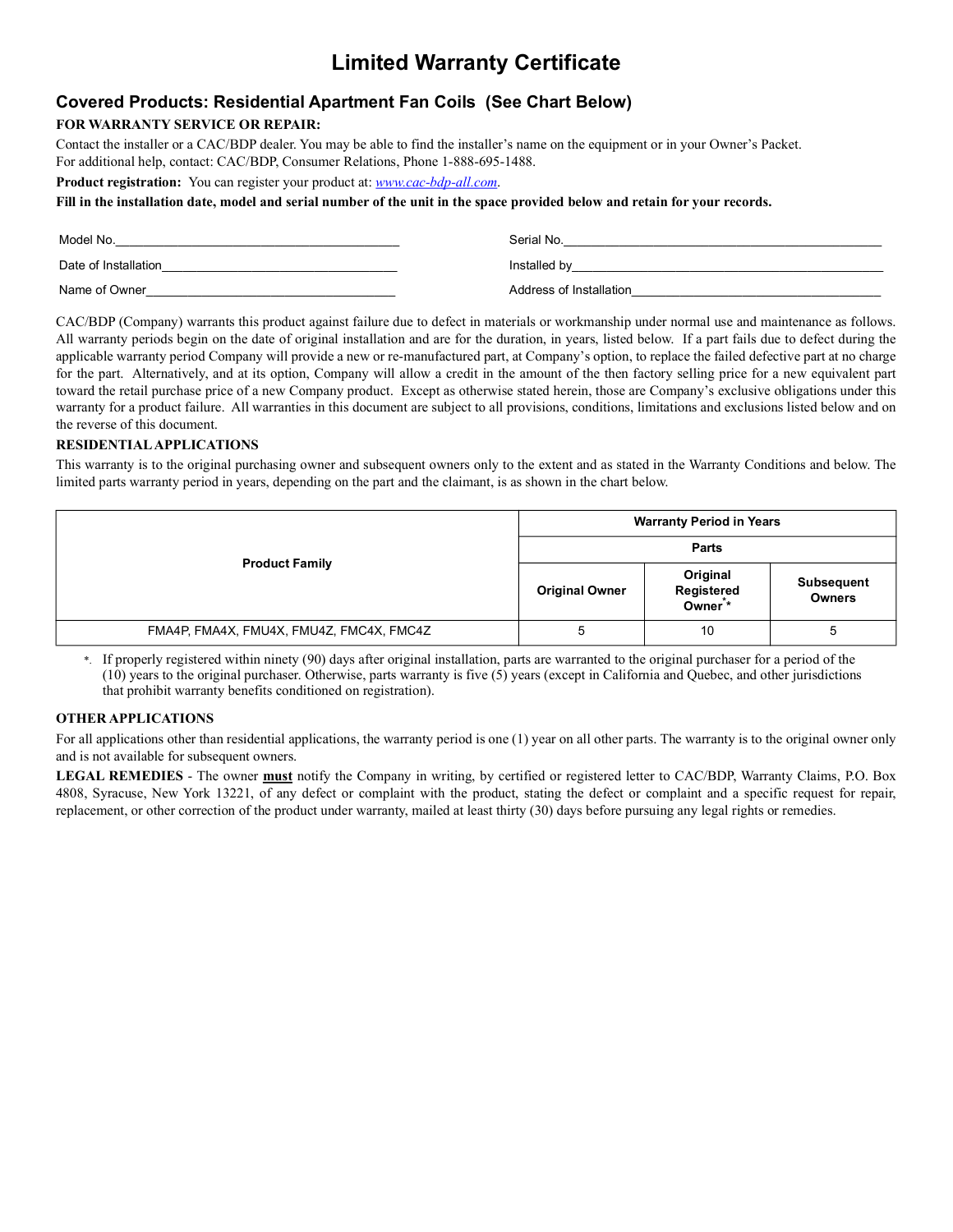# Limited Warranty Certificate

## Covered Products: Residential Apartment Fan Coils (See Chart Below)

**FOR WARRANTY SERVICE OR REPAIR:**

Contact the installer or a CAC/BDP dealer. You may be able to find the installer's name on the equipment or in your Owner's Packet. For additional help, contact: CAC/BDP, Consumer Relations, Phone 1-888-695-1488.

**Product registration:** You can register your product at: *www.cac-bdp-all.com*.

**Fill in the installation date, model and serial number of the unit in the space provided below and retain for your records.**

Model No.\_\_\_\_\_\_\_\_\_\_\_\_\_\_\_\_\_\_\_\_\_\_\_\_\_\_\_\_\_\_\_\_\_\_\_\_ Serial No.\_\_\_\_\_\_\_\_\_\_\_\_\_\_\_\_\_\_\_\_\_\_\_\_\_\_\_\_\_\_\_\_\_\_\_\_\_\_\_\_

Date of Installation\_\_\_\_\_\_\_\_\_\_\_\_\_\_\_\_\_\_\_\_\_\_\_\_\_\_\_\_\_\_ Installed by\_\_\_\_\_\_\_\_\_\_\_\_\_\_\_\_\_\_\_\_\_\_\_\_\_\_\_\_\_\_\_\_\_\_\_\_\_\_\_

Name of Owner\_\_\_\_\_\_\_\_\_\_\_\_\_\_\_\_\_\_\_\_\_\_\_\_\_\_\_\_\_\_\_\_ Address of Installation\_\_\_\_\_\_\_\_\_\_\_\_\_\_\_\_\_\_\_\_\_\_\_\_\_\_\_\_\_\_\_\_

CAC/BDP (Company) warrants this product against failure due to defect in materials or workmanship under normal use and maintenance as follows. All warranty periods begin on the date of original installation and are for the duration, in years, listed below. If a part fails due to defect during the applicable warranty period Company will provide a new or re-manufactured part, at Company's option, to replace the failed defective part at no charge for the part. Alternatively, and at its option, Company will allow a credit in the amount of the then factory selling price for a new equivalent part toward the retail purchase price of a new Company product. Except as otherwise stated herein, those are Company's exclusive obligations under this warranty for a product failure. All warranties in this document are subject to all provisions, conditions, limitations and exclusions listed below and on the reverse of this document.

**RESIDENTIAL APPLICATIONS**

This warranty is to the original purchasing owner and subsequent owners only to the extent and as stated in the Warranty Conditions and below. The limited parts warranty period in years, depending on the part and the claimant, is as shown in the chart below.

| Product Family | Warranty Period in Years | | |
|---|---|---|---|
| | Parts | | |
| | Original Owner | Original Registered Owner* | Subsequent Owners |
| FMA4P, FMA4X, FMU4X, FMU4Z, FMC4X, FMC4Z | 5 | 10 | 5 |

*. If properly registered within ninety (90) days after original installation, parts are warranted to the original purchaser for a period of the (10) years to the original purchaser. Otherwise, parts warranty is five (5) years (except in California and Quebec, and other jurisdictions that prohibit warranty benefits conditioned on registration).

**OTHER APPLICATIONS**

For all applications other than residential applications, the warranty period is one (1) year on all other parts. The warranty is to the original owner only and is not available for subsequent owners.

**LEGAL REMEDIES** - The owner **must** notify the Company in writing, by certified or registered letter to CAC/BDP, Warranty Claims, P.O. Box 4808, Syracuse, New York 13221, of any defect or complaint with the product, stating the defect or complaint and a specific request for repair, replacement, or other correction of the product under warranty, mailed at least thirty (30) days before pursuing any legal rights or remedies.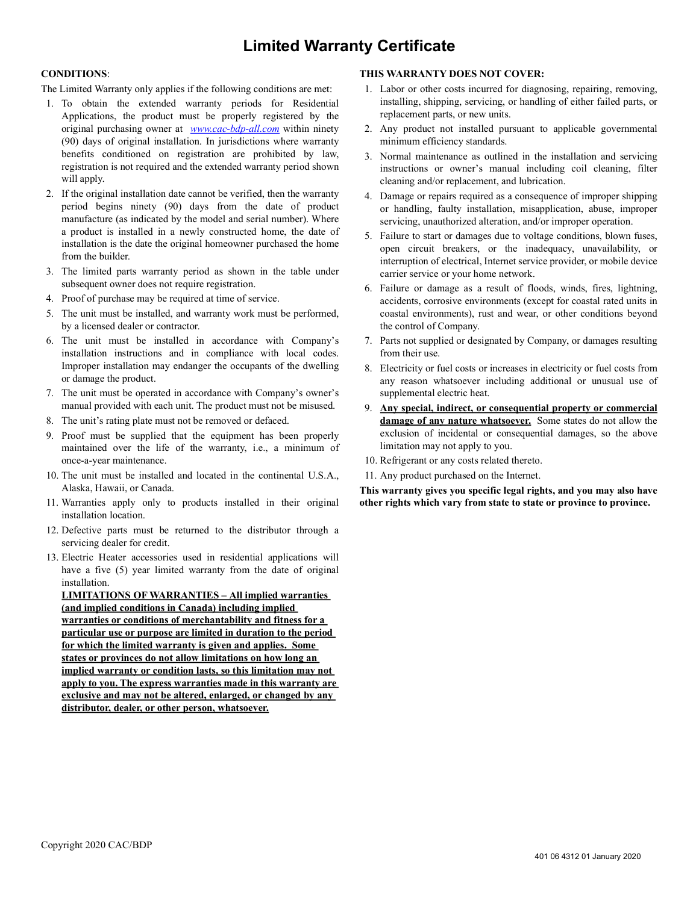# Limited Warranty Certificate

**CONDITIONS**:

The Limited Warranty only applies if the following conditions are met:

1. To obtain the extended warranty periods for Residential Applications, the product must be properly registered by the original purchasing owner at *www.cac-bdp-all.com* within ninety (90) days of original installation. In jurisdictions where warranty benefits conditioned on registration are prohibited by law, registration is not required and the extended warranty period shown will apply.
2. If the original installation date cannot be verified, then the warranty period begins ninety (90) days from the date of product manufacture (as indicated by the model and serial number). Where a product is installed in a newly constructed home, the date of installation is the date the original homeowner purchased the home from the builder.
3. The limited parts warranty period as shown in the table under subsequent owner does not require registration.
4. Proof of purchase may be required at time of service.
5. The unit must be installed, and warranty work must be performed, by a licensed dealer or contractor.
6. The unit must be installed in accordance with Company's installation instructions and in compliance with local codes. Improper installation may endanger the occupants of the dwelling or damage the product.
7. The unit must be operated in accordance with Company's owner's manual provided with each unit. The product must not be misused.
8. The unit's rating plate must not be removed or defaced.
9. Proof must be supplied that the equipment has been properly maintained over the life of the warranty, i.e., a minimum of once-a-year maintenance.
10. The unit must be installed and located in the continental U.S.A., Alaska, Hawaii, or Canada.
11. Warranties apply only to products installed in their original installation location.
12. Defective parts must be returned to the distributor through a servicing dealer for credit.
13. Electric Heater accessories used in residential applications will have a five (5) year limited warranty from the date of original installation.

**LIMITATIONS OF WARRANTIES – All implied warranties (and implied conditions in Canada) including implied warranties or conditions of merchantability and fitness for a particular use or purpose are limited in duration to the period for which the limited warranty is given and applies. Some states or provinces do not allow limitations on how long an implied warranty or condition lasts, so this limitation may not apply to you. The express warranties made in this warranty are exclusive and may not be altered, enlarged, or changed by any distributor, dealer, or other person, whatsoever.**

**THIS WARRANTY DOES NOT COVER:**

1. Labor or other costs incurred for diagnosing, repairing, removing, installing, shipping, servicing, or handling of either failed parts, or replacement parts, or new units.
2. Any product not installed pursuant to applicable governmental minimum efficiency standards.
3. Normal maintenance as outlined in the installation and servicing instructions or owner's manual including coil cleaning, filter cleaning and/or replacement, and lubrication.
4. Damage or repairs required as a consequence of improper shipping or handling, faulty installation, misapplication, abuse, improper servicing, unauthorized alteration, and/or improper operation.
5. Failure to start or damages due to voltage conditions, blown fuses, open circuit breakers, or the inadequacy, unavailability, or interruption of electrical, Internet service provider, or mobile device carrier service or your home network.
6. Failure or damage as a result of floods, winds, fires, lightning, accidents, corrosive environments (except for coastal rated units in coastal environments), rust and wear, or other conditions beyond the control of Company.
7. Parts not supplied or designated by Company, or damages resulting from their use.
8. Electricity or fuel costs or increases in electricity or fuel costs from any reason whatsoever including additional or unusual use of supplemental electric heat.
9. **Any special, indirect, or consequential property or commercial damage of any nature whatsoever.** Some states do not allow the exclusion of incidental or consequential damages, so the above limitation may not apply to you.
10. Refrigerant or any costs related thereto.
11. Any product purchased on the Internet.

**This warranty gives you specific legal rights, and you may also have other rights which vary from state to state or province to province.**

Copyright 2020 CAC/BDP

401 06 4312 01 January 2020